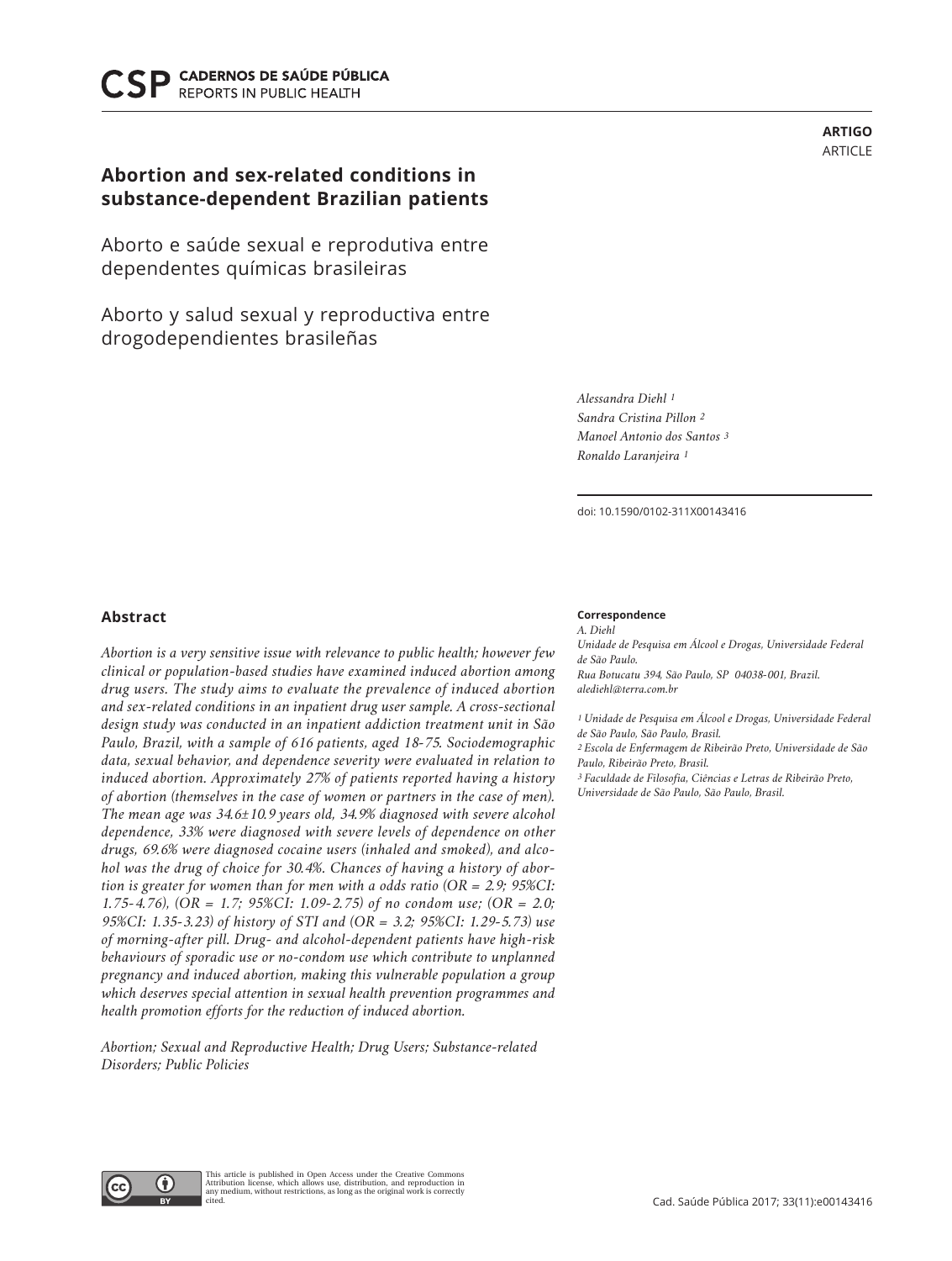ARTIGO
ARTICLE

# Abortion and sex-related conditions in substance-dependent Brazilian patients

## Aborto e saúde sexual e reprodutiva entre dependentes químicas brasileiras

## Aborto y salud sexual y reproductiva entre drogodependientes brasileñas

*Alessandra Diehl* [1]
*Sandra Cristina Pillon* [2]
*Manoel Antonio dos Santos* [3]
*Ronaldo Laranjeira* [1]

doi: 10.1590/0102-311X00143416

## Abstract

*Abortion is a very sensitive issue with relevance to public health; however few clinical or population-based studies have examined induced abortion among drug users. The study aims to evaluate the prevalence of induced abortion and sex-related conditions in an inpatient drug user sample. A cross-sectional design study was conducted in an inpatient addiction treatment unit in São Paulo, Brazil, with a sample of 616 patients, aged 18-75. Sociodemographic data, sexual behavior, and dependence severity were evaluated in relation to induced abortion. Approximately 27% of patients reported having a history of abortion (themselves in the case of women or partners in the case of men). The mean age was 34.6±10.9 years old, 34.9% diagnosed with severe alcohol dependence, 33% were diagnosed with severe levels of dependence on other drugs, 69.6% were diagnosed cocaine users (inhaled and smoked), and alcohol was the drug of choice for 30.4%. Chances of having a history of abortion is greater for women than for men with a odds ratio (OR = 2.9; 95%CI: 1.75-4.76), (OR = 1.7; 95%CI: 1.09-2.75) of no condom use; (OR = 2.0; 95%CI: 1.35-3.23) of history of STI and (OR = 3.2; 95%CI: 1.29-5.73) use of morning-after pill. Drug- and alcohol-dependent patients have high-risk behaviours of sporadic use or no-condom use which contribute to unplanned pregnancy and induced abortion, making this vulnerable population a group which deserves special attention in sexual health prevention programmes and health promotion efforts for the reduction of induced abortion.*

*Abortion; Sexual and Reproductive Health; Drug Users; Substance-related Disorders; Public Policies*

**Correspondence**
*A. Diehl*
*Unidade de Pesquisa em Álcool e Drogas, Universidade Federal de São Paulo.*
*Rua Botucatu 394, São Paulo, SP 04038-001, Brazil.*
*alediehl@terra.com.br*

*[1] Unidade de Pesquisa em Álcool e Drogas, Universidade Federal de São Paulo, São Paulo, Brasil.*
*[2] Escola de Enfermagem de Ribeirão Preto, Universidade de São Paulo, Ribeirão Preto, Brasil.*
*[3] Faculdade de Filosofia, Ciências e Letras de Ribeirão Preto, Universidade de São Paulo, São Paulo, Brasil.*

This article is published in Open Access under the Creative Commons Attribution license, which allows use, distribution, and reproduction in any medium, without restrictions, as long as the original work is correctly cited.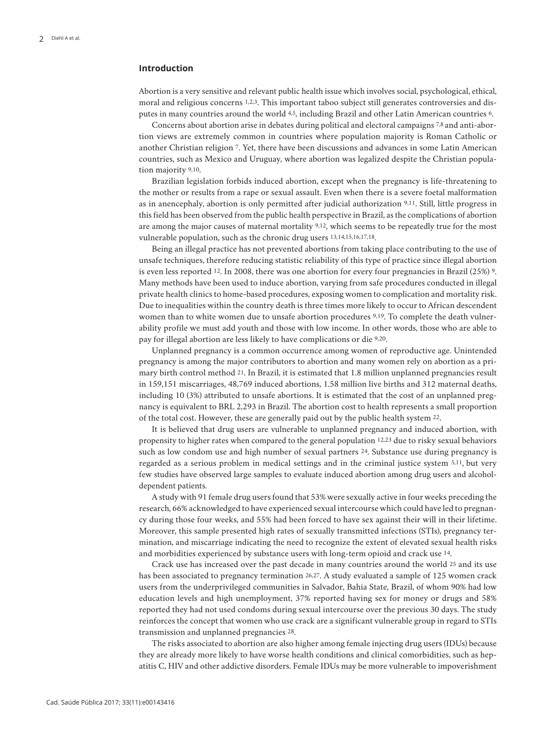## Introduction

Abortion is a very sensitive and relevant public health issue which involves social, psychological, ethical, moral and religious concerns [1,2,3]. This important taboo subject still generates controversies and disputes in many countries around the world [4,5], including Brazil and other Latin American countries [6].

Concerns about abortion arise in debates during political and electoral campaigns [7,8] and anti-abortion views are extremely common in countries where population majority is Roman Catholic or another Christian religion [7]. Yet, there have been discussions and advances in some Latin American countries, such as Mexico and Uruguay, where abortion was legalized despite the Christian population majority [9,10].

Brazilian legislation forbids induced abortion, except when the pregnancy is life-threatening to the mother or results from a rape or sexual assault. Even when there is a severe foetal malformation as in anencephaly, abortion is only permitted after judicial authorization [9,11]. Still, little progress in this field has been observed from the public health perspective in Brazil, as the complications of abortion are among the major causes of maternal mortality [9,12], which seems to be repeatedly true for the most vulnerable population, such as the chronic drug users [13,14,15,16,17,18].

Being an illegal practice has not prevented abortions from taking place contributing to the use of unsafe techniques, therefore reducing statistic reliability of this type of practice since illegal abortion is even less reported [12]. In 2008, there was one abortion for every four pregnancies in Brazil (25%) [9]. Many methods have been used to induce abortion, varying from safe procedures conducted in illegal private health clinics to home-based procedures, exposing women to complication and mortality risk. Due to inequalities within the country death is three times more likely to occur to African descendent women than to white women due to unsafe abortion procedures [9,19]. To complete the death vulnerability profile we must add youth and those with low income. In other words, those who are able to pay for illegal abortion are less likely to have complications or die [9,20].

Unplanned pregnancy is a common occurrence among women of reproductive age. Unintended pregnancy is among the major contributors to abortion and many women rely on abortion as a primary birth control method [21]. In Brazil, it is estimated that 1.8 million unplanned pregnancies result in 159,151 miscarriages, 48,769 induced abortions, 1.58 million live births and 312 maternal deaths, including 10 (3%) attributed to unsafe abortions. It is estimated that the cost of an unplanned pregnancy is equivalent to BRL 2,293 in Brazil. The abortion cost to health represents a small proportion of the total cost. However, these are generally paid out by the public health system [22].

It is believed that drug users are vulnerable to unplanned pregnancy and induced abortion, with propensity to higher rates when compared to the general population [12,23] due to risky sexual behaviors such as low condom use and high number of sexual partners [24]. Substance use during pregnancy is regarded as a serious problem in medical settings and in the criminal justice system [5,11], but very few studies have observed large samples to evaluate induced abortion among drug users and alcohol-dependent patients.

A study with 91 female drug users found that 53% were sexually active in four weeks preceding the research, 66% acknowledged to have experienced sexual intercourse which could have led to pregnancy during those four weeks, and 55% had been forced to have sex against their will in their lifetime. Moreover, this sample presented high rates of sexually transmitted infections (STIs), pregnancy termination, and miscarriage indicating the need to recognize the extent of elevated sexual health risks and morbidities experienced by substance users with long-term opioid and crack use [14].

Crack use has increased over the past decade in many countries around the world [25] and its use has been associated to pregnancy termination [26,27]. A study evaluated a sample of 125 women crack users from the underprivileged communities in Salvador, Bahia State, Brazil, of whom 90% had low education levels and high unemployment, 37% reported having sex for money or drugs and 58% reported they had not used condoms during sexual intercourse over the previous 30 days. The study reinforces the concept that women who use crack are a significant vulnerable group in regard to STIs transmission and unplanned pregnancies [28].

The risks associated to abortion are also higher among female injecting drug users (IDUs) because they are already more likely to have worse health conditions and clinical comorbidities, such as hepatitis C, HIV and other addictive disorders. Female IDUs may be more vulnerable to impoverishment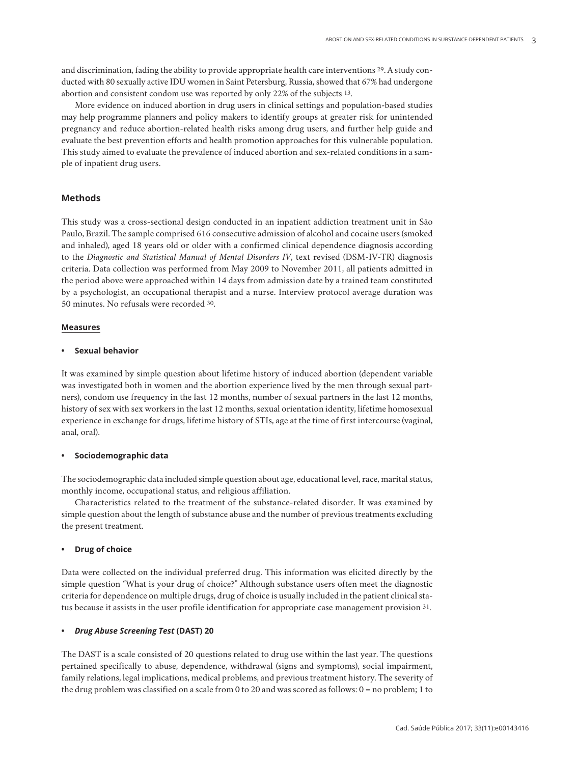and discrimination, fading the ability to provide appropriate health care interventions [29]. A study conducted with 80 sexually active IDU women in Saint Petersburg, Russia, showed that 67% had undergone abortion and consistent condom use was reported by only 22% of the subjects [13].

More evidence on induced abortion in drug users in clinical settings and population-based studies may help programme planners and policy makers to identify groups at greater risk for unintended pregnancy and reduce abortion-related health risks among drug users, and further help guide and evaluate the best prevention efforts and health promotion approaches for this vulnerable population. This study aimed to evaluate the prevalence of induced abortion and sex-related conditions in a sample of inpatient drug users.

## Methods

This study was a cross-sectional design conducted in an inpatient addiction treatment unit in São Paulo, Brazil. The sample comprised 616 consecutive admission of alcohol and cocaine users (smoked and inhaled), aged 18 years old or older with a confirmed clinical dependence diagnosis according to the *Diagnostic and Statistical Manual of Mental Disorders IV*, text revised (DSM-IV-TR) diagnosis criteria. Data collection was performed from May 2009 to November 2011, all patients admitted in the period above were approached within 14 days from admission date by a trained team constituted by a psychologist, an occupational therapist and a nurse. Interview protocol average duration was 50 minutes. No refusals were recorded [30].

### Measures

- **Sexual behavior**

It was examined by simple question about lifetime history of induced abortion (dependent variable was investigated both in women and the abortion experience lived by the men through sexual partners), condom use frequency in the last 12 months, number of sexual partners in the last 12 months, history of sex with sex workers in the last 12 months, sexual orientation identity, lifetime homosexual experience in exchange for drugs, lifetime history of STIs, age at the time of first intercourse (vaginal, anal, oral).

- **Sociodemographic data**

The sociodemographic data included simple question about age, educational level, race, marital status, monthly income, occupational status, and religious affiliation.

Characteristics related to the treatment of the substance-related disorder. It was examined by simple question about the length of substance abuse and the number of previous treatments excluding the present treatment.

- **Drug of choice**

Data were collected on the individual preferred drug. This information was elicited directly by the simple question "What is your drug of choice?" Although substance users often meet the diagnostic criteria for dependence on multiple drugs, drug of choice is usually included in the patient clinical status because it assists in the user profile identification for appropriate case management provision [31].

- ***Drug Abuse Screening Test* (DAST) 20**

The DAST is a scale consisted of 20 questions related to drug use within the last year. The questions pertained specifically to abuse, dependence, withdrawal (signs and symptoms), social impairment, family relations, legal implications, medical problems, and previous treatment history. The severity of the drug problem was classified on a scale from 0 to 20 and was scored as follows: 0 = no problem; 1 to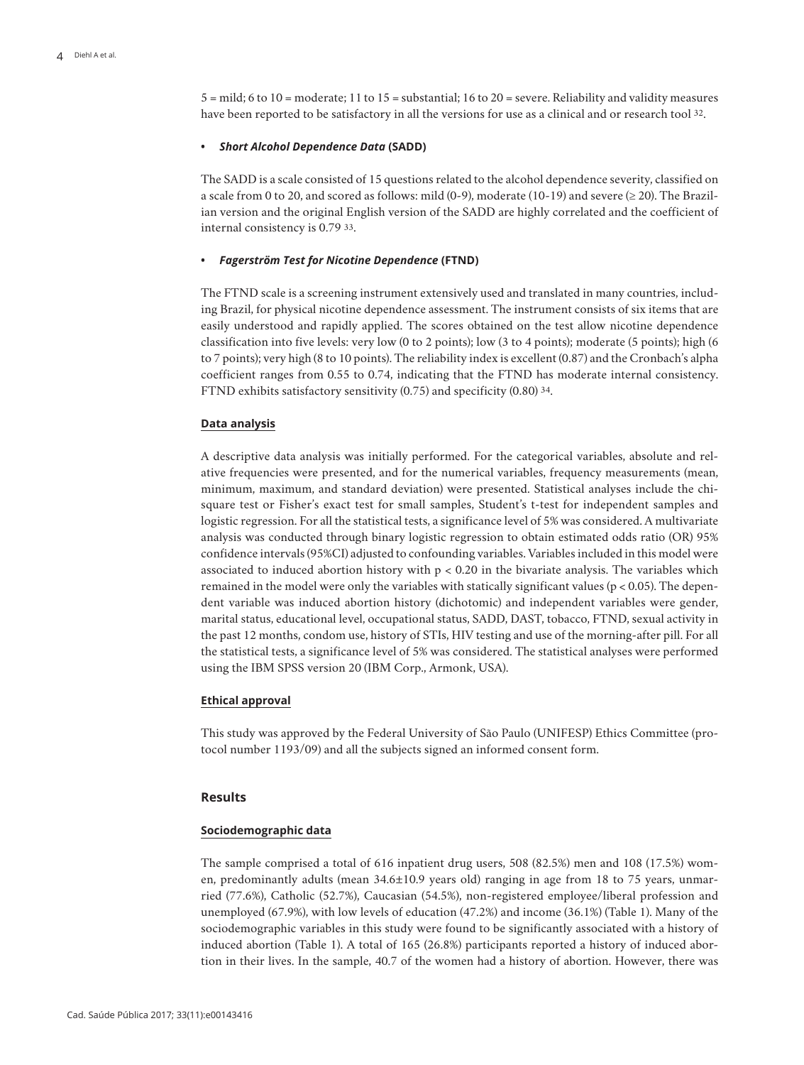5 = mild; 6 to 10 = moderate; 11 to 15 = substantial; 16 to 20 = severe. Reliability and validity measures have been reported to be satisfactory in all the versions for use as a clinical and or research tool [32].

- ***Short Alcohol Dependence Data* (SADD)**

The SADD is a scale consisted of 15 questions related to the alcohol dependence severity, classified on a scale from 0 to 20, and scored as follows: mild (0-9), moderate (10-19) and severe (≥ 20). The Brazilian version and the original English version of the SADD are highly correlated and the coefficient of internal consistency is 0.79 [33].

- ***Fagerström Test for Nicotine Dependence* (FTND)**

The FTND scale is a screening instrument extensively used and translated in many countries, including Brazil, for physical nicotine dependence assessment. The instrument consists of six items that are easily understood and rapidly applied. The scores obtained on the test allow nicotine dependence classification into five levels: very low (0 to 2 points); low (3 to 4 points); moderate (5 points); high (6 to 7 points); very high (8 to 10 points). The reliability index is excellent (0.87) and the Cronbach's alpha coefficient ranges from 0.55 to 0.74, indicating that the FTND has moderate internal consistency. FTND exhibits satisfactory sensitivity (0.75) and specificity (0.80) [34].

### Data analysis

A descriptive data analysis was initially performed. For the categorical variables, absolute and relative frequencies were presented, and for the numerical variables, frequency measurements (mean, minimum, maximum, and standard deviation) were presented. Statistical analyses include the chi-square test or Fisher's exact test for small samples, Student's t-test for independent samples and logistic regression. For all the statistical tests, a significance level of 5% was considered. A multivariate analysis was conducted through binary logistic regression to obtain estimated odds ratio (OR) 95% confidence intervals (95%CI) adjusted to confounding variables. Variables included in this model were associated to induced abortion history with $p < 0.20$ in the bivariate analysis. The variables which remained in the model were only the variables with statically significant values ($p < 0.05$). The dependent variable was induced abortion history (dichotomic) and independent variables were gender, marital status, educational level, occupational status, SADD, DAST, tobacco, FTND, sexual activity in the past 12 months, condom use, history of STIs, HIV testing and use of the morning-after pill. For all the statistical tests, a significance level of 5% was considered. The statistical analyses were performed using the IBM SPSS version 20 (IBM Corp., Armonk, USA).

### Ethical approval

This study was approved by the Federal University of São Paulo (UNIFESP) Ethics Committee (protocol number 1193/09) and all the subjects signed an informed consent form.

## Results

### Sociodemographic data

The sample comprised a total of 616 inpatient drug users, 508 (82.5%) men and 108 (17.5%) women, predominantly adults (mean 34.6±10.9 years old) ranging in age from 18 to 75 years, unmarried (77.6%), Catholic (52.7%), Caucasian (54.5%), non-registered employee/liberal profession and unemployed (67.9%), with low levels of education (47.2%) and income (36.1%) (Table 1). Many of the sociodemographic variables in this study were found to be significantly associated with a history of induced abortion (Table 1). A total of 165 (26.8%) participants reported a history of induced abortion in their lives. In the sample, 40.7 of the women had a history of abortion. However, there was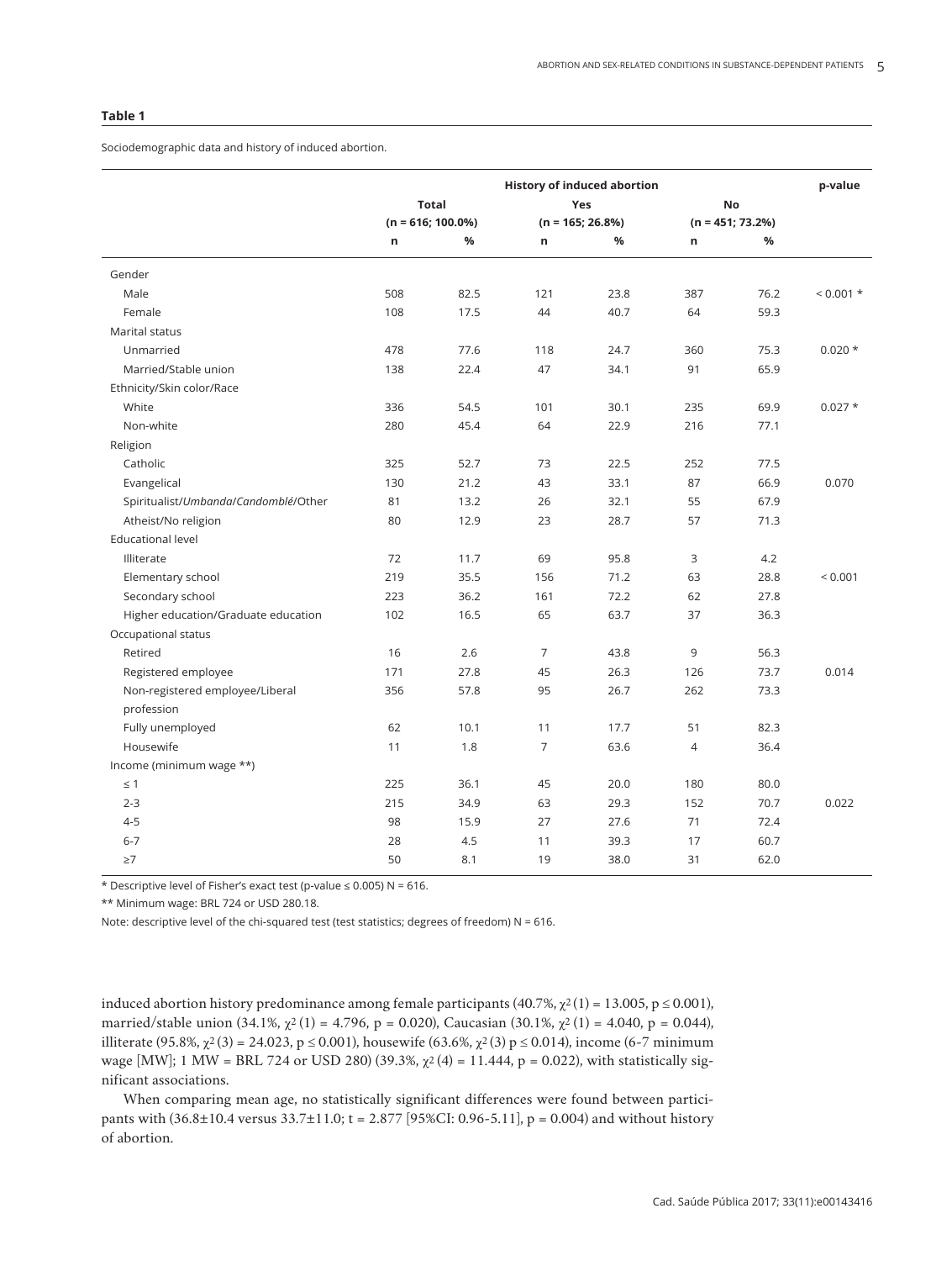**Table 1**

Sociodemographic data and history of induced abortion.

| | History of induced abortion | | | | | | p-value |
|---|---|---|---|---|---|---|---|
| | Total (n = 616; 100.0%) | | Yes (n = 165; 26.8%) | | No (n = 451; 73.2%) | | |
| | n | % | n | % | n | % | |
| Gender | | | | | | | |
| Male | 508 | 82.5 | 121 | 23.8 | 387 | 76.2 | < 0.001 * |
| Female | 108 | 17.5 | 44 | 40.7 | 64 | 59.3 | |
| Marital status | | | | | | | |
| Unmarried | 478 | 77.6 | 118 | 24.7 | 360 | 75.3 | 0.020 * |
| Married/Stable union | 138 | 22.4 | 47 | 34.1 | 91 | 65.9 | |
| Ethnicity/Skin color/Race | | | | | | | |
| White | 336 | 54.5 | 101 | 30.1 | 235 | 69.9 | 0.027 * |
| Non-white | 280 | 45.4 | 64 | 22.9 | 216 | 77.1 | |
| Religion | | | | | | | |
| Catholic | 325 | 52.7 | 73 | 22.5 | 252 | 77.5 | |
| Evangelical | 130 | 21.2 | 43 | 33.1 | 87 | 66.9 | 0.070 |
| Spiritualist/*Umbanda*/*Candomblé*/Other | 81 | 13.2 | 26 | 32.1 | 55 | 67.9 | |
| Atheist/No religion | 80 | 12.9 | 23 | 28.7 | 57 | 71.3 | |
| Educational level | | | | | | | |
| Illiterate | 72 | 11.7 | 69 | 95.8 | 3 | 4.2 | |
| Elementary school | 219 | 35.5 | 156 | 71.2 | 63 | 28.8 | < 0.001 |
| Secondary school | 223 | 36.2 | 161 | 72.2 | 62 | 27.8 | |
| Higher education/Graduate education | 102 | 16.5 | 65 | 63.7 | 37 | 36.3 | |
| Occupational status | | | | | | | |
| Retired | 16 | 2.6 | 7 | 43.8 | 9 | 56.3 | |
| Registered employee | 171 | 27.8 | 45 | 26.3 | 126 | 73.7 | 0.014 |
| Non-registered employee/Liberal profession | 356 | 57.8 | 95 | 26.7 | 262 | 73.3 | |
| Fully unemployed | 62 | 10.1 | 11 | 17.7 | 51 | 82.3 | |
| Housewife | 11 | 1.8 | 7 | 63.6 | 4 | 36.4 | |
| Income (minimum wage **) | | | | | | | |
| ≤ 1 | 225 | 36.1 | 45 | 20.0 | 180 | 80.0 | |
| 2-3 | 215 | 34.9 | 63 | 29.3 | 152 | 70.7 | 0.022 |
| 4-5 | 98 | 15.9 | 27 | 27.6 | 71 | 72.4 | |
| 6-7 | 28 | 4.5 | 11 | 39.3 | 17 | 60.7 | |
| ≥7 | 50 | 8.1 | 19 | 38.0 | 31 | 62.0 | |

* Descriptive level of Fisher's exact test (p-value ≤ 0.005) N = 616.

** Minimum wage: BRL 724 or USD 280.18.

Note: descriptive level of the chi-squared test (test statistics; degrees of freedom) N = 616.

induced abortion history predominance among female participants (40.7%, $\chi^2(1) = 13.005$, $p \leq 0.001$), married/stable union (34.1%, $\chi^2(1) = 4.796$, $p = 0.020$), Caucasian (30.1%, $\chi^2(1) = 4.040$, $p = 0.044$), illiterate (95.8%, $\chi^2(3) = 24.023$, $p \leq 0.001$), housewife (63.6%, $\chi^2(3)$ $p \leq 0.014$), income (6-7 minimum wage [MW]; 1 MW = BRL 724 or USD 280) (39.3%, $\chi^2(4) = 11.444$, $p = 0.022$), with statistically significant associations.

When comparing mean age, no statistically significant differences were found between participants with (36.8±10.4 versus 33.7±11.0; t = 2.877 [95%CI: 0.96-5.11], p = 0.004) and without history of abortion.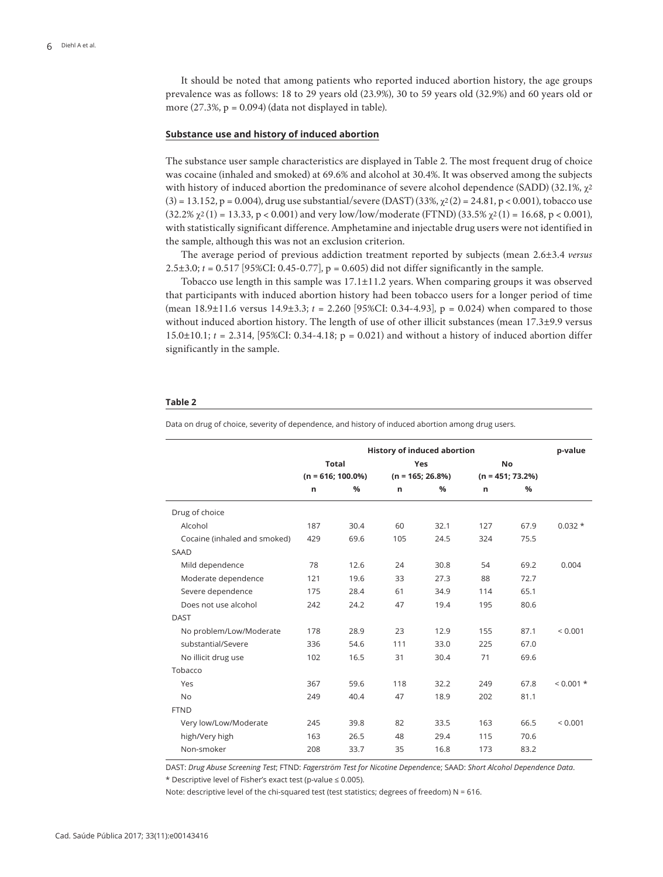It should be noted that among patients who reported induced abortion history, the age groups prevalence was as follows: 18 to 29 years old (23.9%), 30 to 59 years old (32.9%) and 60 years old or more (27.3%, p = 0.094) (data not displayed in table).

**Substance use and history of induced abortion**

The substance user sample characteristics are displayed in Table 2. The most frequent drug of choice was cocaine (inhaled and smoked) at 69.6% and alcohol at 30.4%. It was observed among the subjects with history of induced abortion the predominance of severe alcohol dependence (SADD) (32.1%, $\chi^2(3) = 13.152$, p = 0.004), drug use substantial/severe (DAST) (33%, $\chi^2(2) = 24.81$, p < 0.001), tobacco use (32.2% $\chi^2(1) = 13.33$, p < 0.001) and very low/low/moderate (FTND) (33.5% $\chi^2(1) = 16.68$, p < 0.001), with statistically significant difference. Amphetamine and injectable drug users were not identified in the sample, although this was not an exclusion criterion.

The average period of previous addiction treatment reported by subjects (mean 2.6±3.4 *versus* 2.5±3.0; *t* = 0.517 [95%CI: 0.45-0.77], p = 0.605) did not differ significantly in the sample.

Tobacco use length in this sample was 17.1±11.2 years. When comparing groups it was observed that participants with induced abortion history had been tobacco users for a longer period of time (mean 18.9±11.6 versus 14.9±3.3; *t* = 2.260 [95%CI: 0.34-4.93], p = 0.024) when compared to those without induced abortion history. The length of use of other illicit substances (mean 17.3±9.9 versus 15.0±10.1; *t* = 2.314, [95%CI: 0.34-4.18; p = 0.021) and without a history of induced abortion differ significantly in the sample.

**Table 2**

Data on drug of choice, severity of dependence, and history of induced abortion among drug users.

| | History of induced abortion | | | | | | p-value |
|---|---|---|---|---|---|---|---|
| | Total (n = 616; 100.0%) | | Yes (n = 165; 26.8%) | | No (n = 451; 73.2%) | | |
| | n | % | n | % | n | % | |
| Drug of choice | | | | | | | |
| Alcohol | 187 | 30.4 | 60 | 32.1 | 127 | 67.9 | 0.032 * |
| Cocaine (inhaled and smoked) | 429 | 69.6 | 105 | 24.5 | 324 | 75.5 | |
| SAAD | | | | | | | |
| Mild dependence | 78 | 12.6 | 24 | 30.8 | 54 | 69.2 | 0.004 |
| Moderate dependence | 121 | 19.6 | 33 | 27.3 | 88 | 72.7 | |
| Severe dependence | 175 | 28.4 | 61 | 34.9 | 114 | 65.1 | |
| Does not use alcohol | 242 | 24.2 | 47 | 19.4 | 195 | 80.6 | |
| DAST | | | | | | | |
| No problem/Low/Moderate | 178 | 28.9 | 23 | 12.9 | 155 | 87.1 | < 0.001 |
| substantial/Severe | 336 | 54.6 | 111 | 33.0 | 225 | 67.0 | |
| No illicit drug use | 102 | 16.5 | 31 | 30.4 | 71 | 69.6 | |
| Tobacco | | | | | | | |
| Yes | 367 | 59.6 | 118 | 32.2 | 249 | 67.8 | < 0.001 * |
| No | 249 | 40.4 | 47 | 18.9 | 202 | 81.1 | |
| FTND | | | | | | | |
| Very low/Low/Moderate | 245 | 39.8 | 82 | 33.5 | 163 | 66.5 | < 0.001 |
| high/Very high | 163 | 26.5 | 48 | 29.4 | 115 | 70.6 | |
| Non-smoker | 208 | 33.7 | 35 | 16.8 | 173 | 83.2 | |

DAST: *Drug Abuse Screening Test*; FTND: *Fagerström Test for Nicotine Dependence*; SAAD: *Short Alcohol Dependence Data*.

* Descriptive level of Fisher's exact test (p-value ≤ 0.005).

Note: descriptive level of the chi-squared test (test statistics; degrees of freedom) N = 616.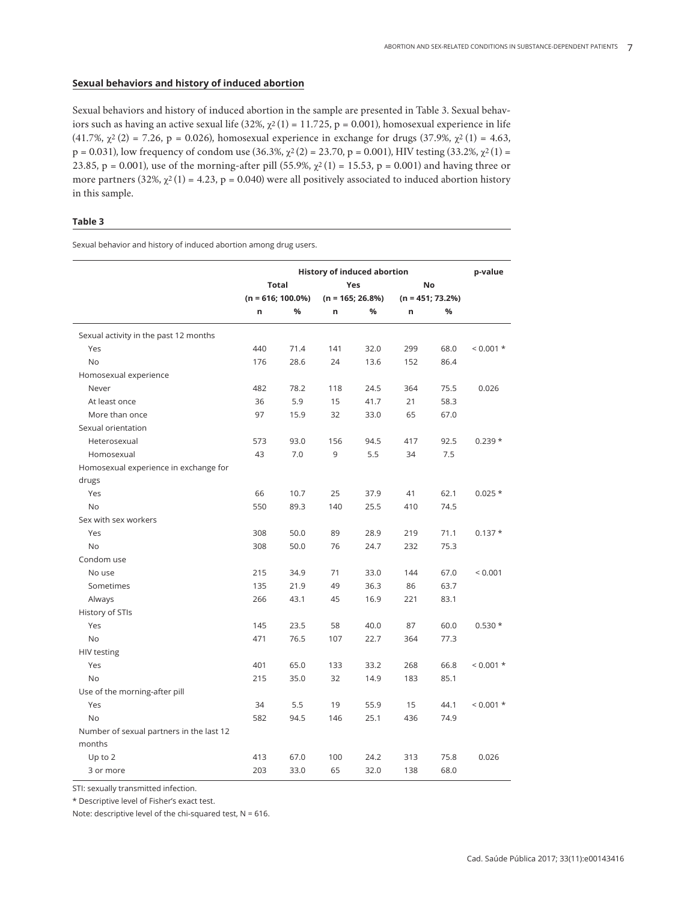**Sexual behaviors and history of induced abortion**

Sexual behaviors and history of induced abortion in the sample are presented in Table 3. Sexual behaviors such as having an active sexual life (32%, $\chi^2$(1) = 11.725, p = 0.001), homosexual experience in life (41.7%, $\chi^2$(2) = 7.26, p = 0.026), homosexual experience in exchange for drugs (37.9%, $\chi^2$(1) = 4.63, p = 0.031), low frequency of condom use (36.3%, $\chi^2$(2) = 23.70, p = 0.001), HIV testing (33.2%, $\chi^2$(1) = 23.85, p = 0.001), use of the morning-after pill (55.9%, $\chi^2$(1) = 15.53, p = 0.001) and having three or more partners (32%, $\chi^2$(1) = 4.23, p = 0.040) were all positively associated to induced abortion history in this sample.

**Table 3**

Sexual behavior and history of induced abortion among drug users.

| | History of induced abortion | | | | | | p-value |
|---|---|---|---|---|---|---|---|
| | Total (n = 616; 100.0%) | | Yes (n = 165; 26.8%) | | No (n = 451; 73.2%) | | |
| | n | % | n | % | n | % | |
| Sexual activity in the past 12 months | | | | | | | |
| Yes | 440 | 71.4 | 141 | 32.0 | 299 | 68.0 | < 0.001 * |
| No | 176 | 28.6 | 24 | 13.6 | 152 | 86.4 | |
| Homosexual experience | | | | | | | |
| Never | 482 | 78.2 | 118 | 24.5 | 364 | 75.5 | 0.026 |
| At least once | 36 | 5.9 | 15 | 41.7 | 21 | 58.3 | |
| More than once | 97 | 15.9 | 32 | 33.0 | 65 | 67.0 | |
| Sexual orientation | | | | | | | |
| Heterosexual | 573 | 93.0 | 156 | 94.5 | 417 | 92.5 | 0.239 * |
| Homosexual | 43 | 7.0 | 9 | 5.5 | 34 | 7.5 | |
| Homosexual experience in exchange for drugs | | | | | | | |
| Yes | 66 | 10.7 | 25 | 37.9 | 41 | 62.1 | 0.025 * |
| No | 550 | 89.3 | 140 | 25.5 | 410 | 74.5 | |
| Sex with sex workers | | | | | | | |
| Yes | 308 | 50.0 | 89 | 28.9 | 219 | 71.1 | 0.137 * |
| No | 308 | 50.0 | 76 | 24.7 | 232 | 75.3 | |
| Condom use | | | | | | | |
| No use | 215 | 34.9 | 71 | 33.0 | 144 | 67.0 | < 0.001 |
| Sometimes | 135 | 21.9 | 49 | 36.3 | 86 | 63.7 | |
| Always | 266 | 43.1 | 45 | 16.9 | 221 | 83.1 | |
| History of STIs | | | | | | | |
| Yes | 145 | 23.5 | 58 | 40.0 | 87 | 60.0 | 0.530 * |
| No | 471 | 76.5 | 107 | 22.7 | 364 | 77.3 | |
| HIV testing | | | | | | | |
| Yes | 401 | 65.0 | 133 | 33.2 | 268 | 66.8 | < 0.001 * |
| No | 215 | 35.0 | 32 | 14.9 | 183 | 85.1 | |
| Use of the morning-after pill | | | | | | | |
| Yes | 34 | 5.5 | 19 | 55.9 | 15 | 44.1 | < 0.001 * |
| No | 582 | 94.5 | 146 | 25.1 | 436 | 74.9 | |
| Number of sexual partners in the last 12 months | | | | | | | |
| Up to 2 | 413 | 67.0 | 100 | 24.2 | 313 | 75.8 | 0.026 |
| 3 or more | 203 | 33.0 | 65 | 32.0 | 138 | 68.0 | |

STI: sexually transmitted infection.

* Descriptive level of Fisher's exact test.

Note: descriptive level of the chi-squared test, N = 616.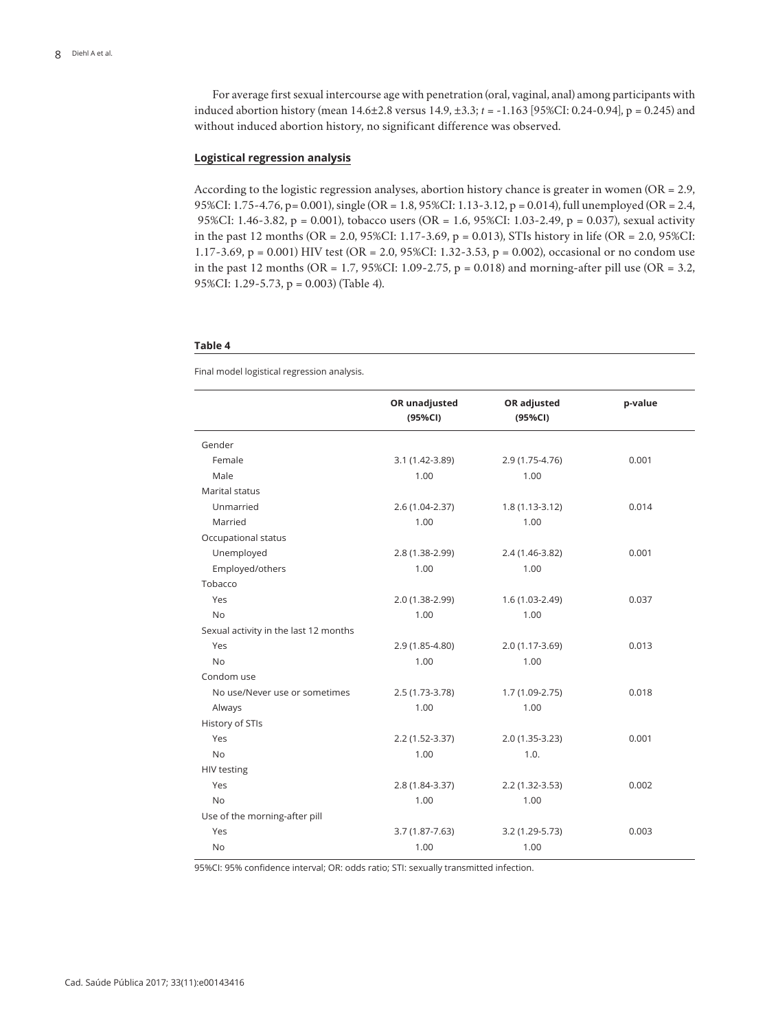For average first sexual intercourse age with penetration (oral, vaginal, anal) among participants with induced abortion history (mean 14.6±2.8 versus 14.9, ±3.3; *t* = -1.163 [95%CI: 0.24-0.94], p = 0.245) and without induced abortion history, no significant difference was observed.

## Logistical regression analysis

According to the logistic regression analyses, abortion history chance is greater in women (OR = 2.9, 95%CI: 1.75-4.76, p= 0.001), single (OR = 1.8, 95%CI: 1.13-3.12, p = 0.014), full unemployed (OR = 2.4, 95%CI: 1.46-3.82, p = 0.001), tobacco users (OR = 1.6, 95%CI: 1.03-2.49, p = 0.037), sexual activity in the past 12 months (OR = 2.0, 95%CI: 1.17-3.69, p = 0.013), STIs history in life (OR = 2.0, 95%CI: 1.17-3.69, p = 0.001) HIV test (OR = 2.0, 95%CI: 1.32-3.53, p = 0.002), occasional or no condom use in the past 12 months (OR = 1.7, 95%CI: 1.09-2.75, p = 0.018) and morning-after pill use (OR = 3.2, 95%CI: 1.29-5.73, p = 0.003) (Table 4).

**Table 4**

Final model logistical regression analysis.

| | OR unadjusted (95%CI) | OR adjusted (95%CI) | p-value |
|---|---|---|---|
| Gender | | | |
| Female | 3.1 (1.42-3.89) | 2.9 (1.75-4.76) | 0.001 |
| Male | 1.00 | 1.00 | |
| Marital status | | | |
| Unmarried | 2.6 (1.04-2.37) | 1.8 (1.13-3.12) | 0.014 |
| Married | 1.00 | 1.00 | |
| Occupational status | | | |
| Unemployed | 2.8 (1.38-2.99) | 2.4 (1.46-3.82) | 0.001 |
| Employed/others | 1.00 | 1.00 | |
| Tobacco | | | |
| Yes | 2.0 (1.38-2.99) | 1.6 (1.03-2.49) | 0.037 |
| No | 1.00 | 1.00 | |
| Sexual activity in the last 12 months | | | |
| Yes | 2.9 (1.85-4.80) | 2.0 (1.17-3.69) | 0.013 |
| No | 1.00 | 1.00 | |
| Condom use | | | |
| No use/Never use or sometimes | 2.5 (1.73-3.78) | 1.7 (1.09-2.75) | 0.018 |
| Always | 1.00 | 1.00 | |
| History of STIs | | | |
| Yes | 2.2 (1.52-3.37) | 2.0 (1.35-3.23) | 0.001 |
| No | 1.00 | 1.0. | |
| HIV testing | | | |
| Yes | 2.8 (1.84-3.37) | 2.2 (1.32-3.53) | 0.002 |
| No | 1.00 | 1.00 | |
| Use of the morning-after pill | | | |
| Yes | 3.7 (1.87-7.63) | 3.2 (1.29-5.73) | 0.003 |
| No | 1.00 | 1.00 | |

95%CI: 95% confidence interval; OR: odds ratio; STI: sexually transmitted infection.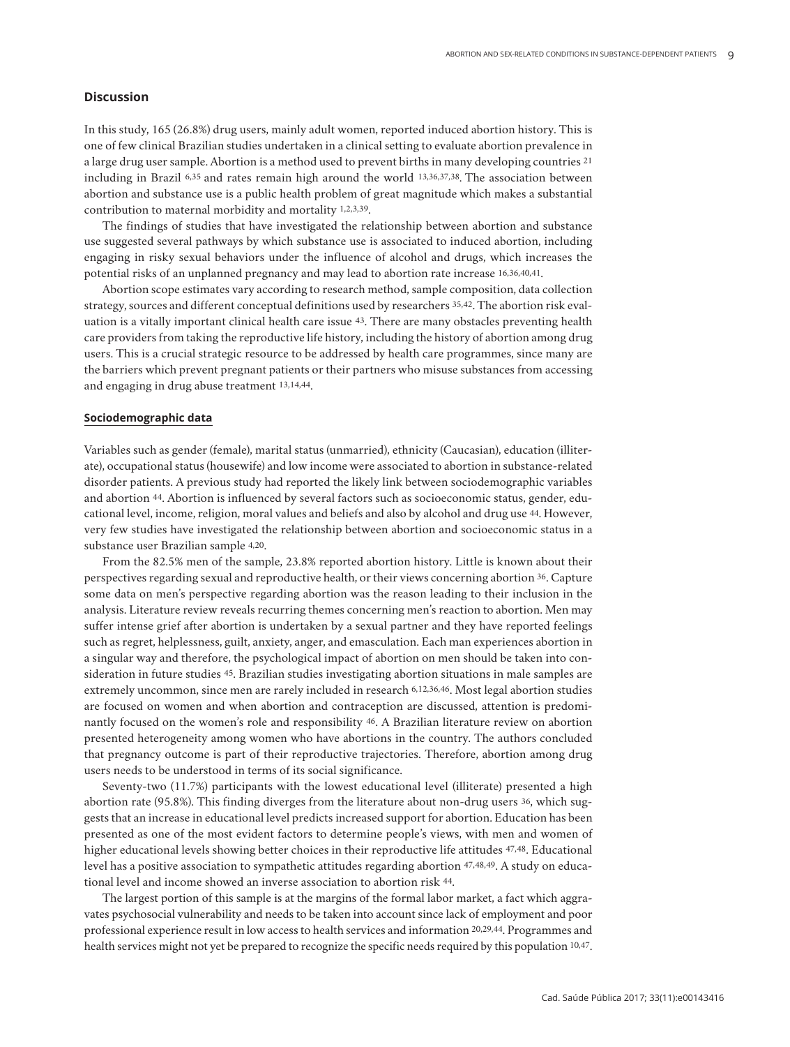## Discussion

In this study, 165 (26.8%) drug users, mainly adult women, reported induced abortion history. This is one of few clinical Brazilian studies undertaken in a clinical setting to evaluate abortion prevalence in a large drug user sample. Abortion is a method used to prevent births in many developing countries [21] including in Brazil [6,35] and rates remain high around the world [13,36,37,38]. The association between abortion and substance use is a public health problem of great magnitude which makes a substantial contribution to maternal morbidity and mortality [1,2,3,39].

The findings of studies that have investigated the relationship between abortion and substance use suggested several pathways by which substance use is associated to induced abortion, including engaging in risky sexual behaviors under the influence of alcohol and drugs, which increases the potential risks of an unplanned pregnancy and may lead to abortion rate increase [16,36,40,41].

Abortion scope estimates vary according to research method, sample composition, data collection strategy, sources and different conceptual definitions used by researchers [35,42]. The abortion risk evaluation is a vitally important clinical health care issue [43]. There are many obstacles preventing health care providers from taking the reproductive life history, including the history of abortion among drug users. This is a crucial strategic resource to be addressed by health care programmes, since many are the barriers which prevent pregnant patients or their partners who misuse substances from accessing and engaging in drug abuse treatment [13,14,44].

### Sociodemographic data

Variables such as gender (female), marital status (unmarried), ethnicity (Caucasian), education (illiterate), occupational status (housewife) and low income were associated to abortion in substance-related disorder patients. A previous study had reported the likely link between sociodemographic variables and abortion [44]. Abortion is influenced by several factors such as socioeconomic status, gender, educational level, income, religion, moral values and beliefs and also by alcohol and drug use [44]. However, very few studies have investigated the relationship between abortion and socioeconomic status in a substance user Brazilian sample [4,20].

From the 82.5% men of the sample, 23.8% reported abortion history. Little is known about their perspectives regarding sexual and reproductive health, or their views concerning abortion [36]. Capture some data on men's perspective regarding abortion was the reason leading to their inclusion in the analysis. Literature review reveals recurring themes concerning men's reaction to abortion. Men may suffer intense grief after abortion is undertaken by a sexual partner and they have reported feelings such as regret, helplessness, guilt, anxiety, anger, and emasculation. Each man experiences abortion in a singular way and therefore, the psychological impact of abortion on men should be taken into consideration in future studies [45]. Brazilian studies investigating abortion situations in male samples are extremely uncommon, since men are rarely included in research [6,12,36,46]. Most legal abortion studies are focused on women and when abortion and contraception are discussed, attention is predominantly focused on the women's role and responsibility [46]. A Brazilian literature review on abortion presented heterogeneity among women who have abortions in the country. The authors concluded that pregnancy outcome is part of their reproductive trajectories. Therefore, abortion among drug users needs to be understood in terms of its social significance.

Seventy-two (11.7%) participants with the lowest educational level (illiterate) presented a high abortion rate (95.8%). This finding diverges from the literature about non-drug users [36], which suggests that an increase in educational level predicts increased support for abortion. Education has been presented as one of the most evident factors to determine people's views, with men and women of higher educational levels showing better choices in their reproductive life attitudes [47,48]. Educational level has a positive association to sympathetic attitudes regarding abortion [47,48,49]. A study on educational level and income showed an inverse association to abortion risk [44].

The largest portion of this sample is at the margins of the formal labor market, a fact which aggravates psychosocial vulnerability and needs to be taken into account since lack of employment and poor professional experience result in low access to health services and information [20,29,44]. Programmes and health services might not yet be prepared to recognize the specific needs required by this population [10,47].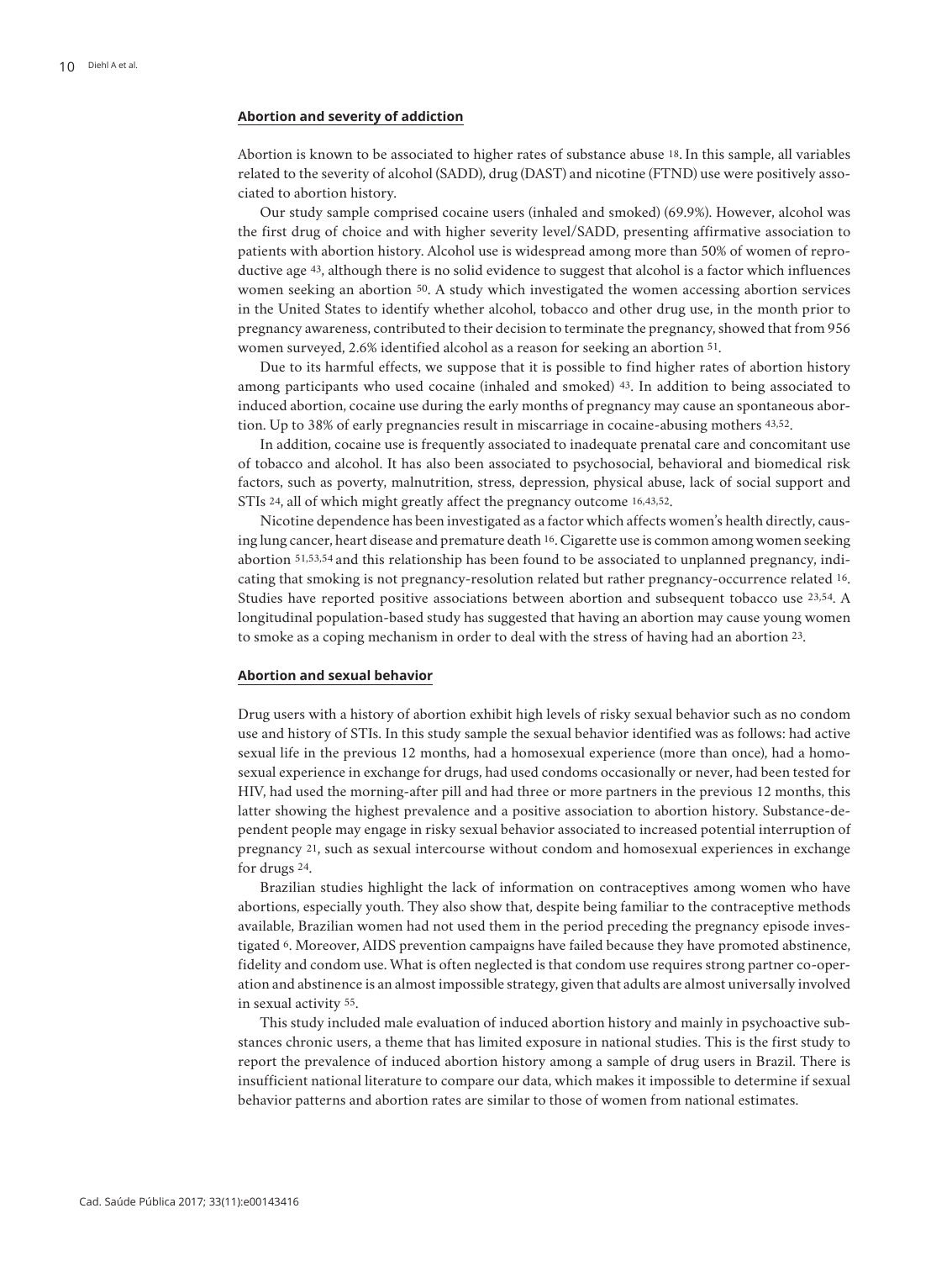### Abortion and severity of addiction

Abortion is known to be associated to higher rates of substance abuse [18]. In this sample, all variables related to the severity of alcohol (SADD), drug (DAST) and nicotine (FTND) use were positively associated to abortion history.

Our study sample comprised cocaine users (inhaled and smoked) (69.9%). However, alcohol was the first drug of choice and with higher severity level/SADD, presenting affirmative association to patients with abortion history. Alcohol use is widespread among more than 50% of women of reproductive age [43], although there is no solid evidence to suggest that alcohol is a factor which influences women seeking an abortion [50]. A study which investigated the women accessing abortion services in the United States to identify whether alcohol, tobacco and other drug use, in the month prior to pregnancy awareness, contributed to their decision to terminate the pregnancy, showed that from 956 women surveyed, 2.6% identified alcohol as a reason for seeking an abortion [51].

Due to its harmful effects, we suppose that it is possible to find higher rates of abortion history among participants who used cocaine (inhaled and smoked) [43]. In addition to being associated to induced abortion, cocaine use during the early months of pregnancy may cause an spontaneous abortion. Up to 38% of early pregnancies result in miscarriage in cocaine-abusing mothers [43,52].

In addition, cocaine use is frequently associated to inadequate prenatal care and concomitant use of tobacco and alcohol. It has also been associated to psychosocial, behavioral and biomedical risk factors, such as poverty, malnutrition, stress, depression, physical abuse, lack of social support and STIs [24], all of which might greatly affect the pregnancy outcome [16,43,52].

Nicotine dependence has been investigated as a factor which affects women's health directly, causing lung cancer, heart disease and premature death [16]. Cigarette use is common among women seeking abortion [51,53,54] and this relationship has been found to be associated to unplanned pregnancy, indicating that smoking is not pregnancy-resolution related but rather pregnancy-occurrence related [16]. Studies have reported positive associations between abortion and subsequent tobacco use [23,54]. A longitudinal population-based study has suggested that having an abortion may cause young women to smoke as a coping mechanism in order to deal with the stress of having had an abortion [23].

### Abortion and sexual behavior

Drug users with a history of abortion exhibit high levels of risky sexual behavior such as no condom use and history of STIs. In this study sample the sexual behavior identified was as follows: had active sexual life in the previous 12 months, had a homosexual experience (more than once), had a homosexual experience in exchange for drugs, had used condoms occasionally or never, had been tested for HIV, had used the morning-after pill and had three or more partners in the previous 12 months, this latter showing the highest prevalence and a positive association to abortion history. Substance-dependent people may engage in risky sexual behavior associated to increased potential interruption of pregnancy [21], such as sexual intercourse without condom and homosexual experiences in exchange for drugs [24].

Brazilian studies highlight the lack of information on contraceptives among women who have abortions, especially youth. They also show that, despite being familiar to the contraceptive methods available, Brazilian women had not used them in the period preceding the pregnancy episode investigated [6]. Moreover, AIDS prevention campaigns have failed because they have promoted abstinence, fidelity and condom use. What is often neglected is that condom use requires strong partner co-operation and abstinence is an almost impossible strategy, given that adults are almost universally involved in sexual activity [55].

This study included male evaluation of induced abortion history and mainly in psychoactive substances chronic users, a theme that has limited exposure in national studies. This is the first study to report the prevalence of induced abortion history among a sample of drug users in Brazil. There is insufficient national literature to compare our data, which makes it impossible to determine if sexual behavior patterns and abortion rates are similar to those of women from national estimates.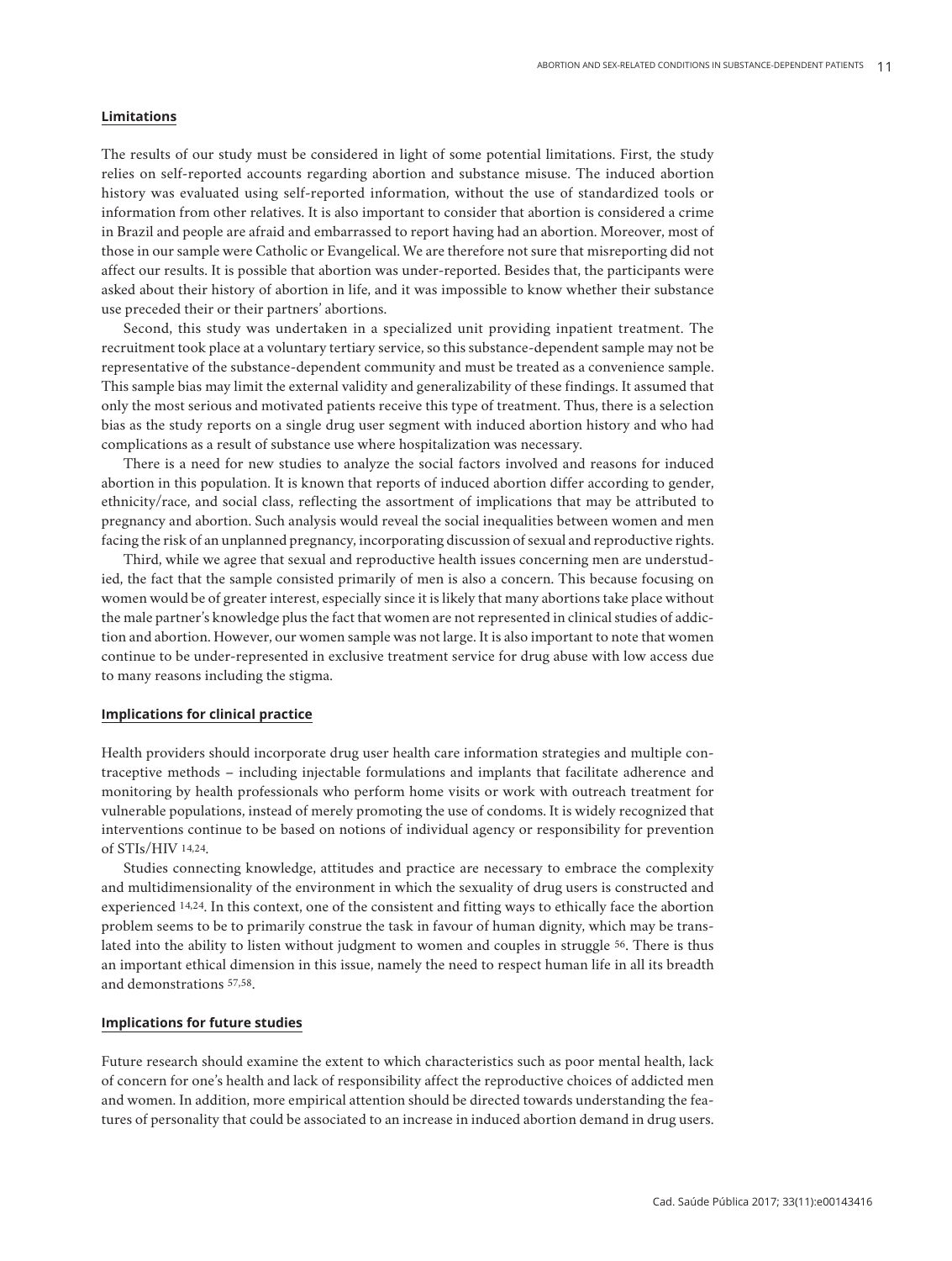## Limitations

The results of our study must be considered in light of some potential limitations. First, the study relies on self-reported accounts regarding abortion and substance misuse. The induced abortion history was evaluated using self-reported information, without the use of standardized tools or information from other relatives. It is also important to consider that abortion is considered a crime in Brazil and people are afraid and embarrassed to report having had an abortion. Moreover, most of those in our sample were Catholic or Evangelical. We are therefore not sure that misreporting did not affect our results. It is possible that abortion was under-reported. Besides that, the participants were asked about their history of abortion in life, and it was impossible to know whether their substance use preceded their or their partners' abortions.

Second, this study was undertaken in a specialized unit providing inpatient treatment. The recruitment took place at a voluntary tertiary service, so this substance-dependent sample may not be representative of the substance-dependent community and must be treated as a convenience sample. This sample bias may limit the external validity and generalizability of these findings. It assumed that only the most serious and motivated patients receive this type of treatment. Thus, there is a selection bias as the study reports on a single drug user segment with induced abortion history and who had complications as a result of substance use where hospitalization was necessary.

There is a need for new studies to analyze the social factors involved and reasons for induced abortion in this population. It is known that reports of induced abortion differ according to gender, ethnicity/race, and social class, reflecting the assortment of implications that may be attributed to pregnancy and abortion. Such analysis would reveal the social inequalities between women and men facing the risk of an unplanned pregnancy, incorporating discussion of sexual and reproductive rights.

Third, while we agree that sexual and reproductive health issues concerning men are understudied, the fact that the sample consisted primarily of men is also a concern. This because focusing on women would be of greater interest, especially since it is likely that many abortions take place without the male partner's knowledge plus the fact that women are not represented in clinical studies of addiction and abortion. However, our women sample was not large. It is also important to note that women continue to be under-represented in exclusive treatment service for drug abuse with low access due to many reasons including the stigma.

## Implications for clinical practice

Health providers should incorporate drug user health care information strategies and multiple contraceptive methods – including injectable formulations and implants that facilitate adherence and monitoring by health professionals who perform home visits or work with outreach treatment for vulnerable populations, instead of merely promoting the use of condoms. It is widely recognized that interventions continue to be based on notions of individual agency or responsibility for prevention of STIs/HIV [14,24].

Studies connecting knowledge, attitudes and practice are necessary to embrace the complexity and multidimensionality of the environment in which the sexuality of drug users is constructed and experienced [14,24]. In this context, one of the consistent and fitting ways to ethically face the abortion problem seems to be to primarily construe the task in favour of human dignity, which may be translated into the ability to listen without judgment to women and couples in struggle [56]. There is thus an important ethical dimension in this issue, namely the need to respect human life in all its breadth and demonstrations [57,58].

## Implications for future studies

Future research should examine the extent to which characteristics such as poor mental health, lack of concern for one's health and lack of responsibility affect the reproductive choices of addicted men and women. In addition, more empirical attention should be directed towards understanding the features of personality that could be associated to an increase in induced abortion demand in drug users.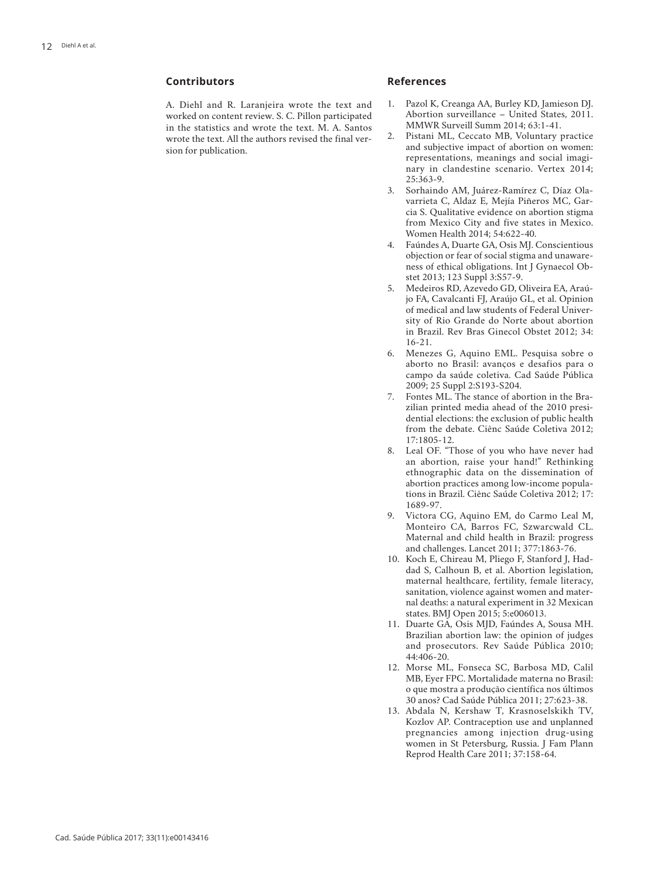## Contributors

A. Diehl and R. Laranjeira wrote the text and worked on content review. S. C. Pillon participated in the statistics and wrote the text. M. A. Santos wrote the text. All the authors revised the final version for publication.

## References

1. Pazol K, Creanga AA, Burley KD, Jamieson DJ. Abortion surveillance – United States, 2011. MMWR Surveill Summ 2014; 63:1-41.
2. Pistani ML, Ceccato MB, Voluntary practice and subjective impact of abortion on women: representations, meanings and social imaginary in clandestine scenario. Vertex 2014; 25:363-9.
3. Sorhaindo AM, Juárez-Ramírez C, Díaz Olavarrieta C, Aldaz E, Mejía Piñeros MC, Garcia S. Qualitative evidence on abortion stigma from Mexico City and five states in Mexico. Women Health 2014; 54:622-40.
4. Faúndes A, Duarte GA, Osis MJ. Conscientious objection or fear of social stigma and unawareness of ethical obligations. Int J Gynaecol Obstet 2013; 123 Suppl 3:S57-9.
5. Medeiros RD, Azevedo GD, Oliveira EA, Araújo FA, Cavalcanti FJ, Araújo GL, et al. Opinion of medical and law students of Federal University of Rio Grande do Norte about abortion in Brazil. Rev Bras Ginecol Obstet 2012; 34: 16-21.
6. Menezes G, Aquino EML. Pesquisa sobre o aborto no Brasil: avanços e desafios para o campo da saúde coletiva. Cad Saúde Pública 2009; 25 Suppl 2:S193-S204.
7. Fontes ML. The stance of abortion in the Brazilian printed media ahead of the 2010 presidential elections: the exclusion of public health from the debate. Ciênc Saúde Coletiva 2012; 17:1805-12.
8. Leal OF. "Those of you who have never had an abortion, raise your hand!" Rethinking ethnographic data on the dissemination of abortion practices among low-income populations in Brazil. Ciênc Saúde Coletiva 2012; 17: 1689-97.
9. Victora CG, Aquino EM, do Carmo Leal M, Monteiro CA, Barros FC, Szwarcwald CL. Maternal and child health in Brazil: progress and challenges. Lancet 2011; 377:1863-76.
10. Koch E, Chireau M, Pliego F, Stanford J, Haddad S, Calhoun B, et al. Abortion legislation, maternal healthcare, fertility, female literacy, sanitation, violence against women and maternal deaths: a natural experiment in 32 Mexican states. BMJ Open 2015; 5:e006013.
11. Duarte GA, Osis MJD, Faúndes A, Sousa MH. Brazilian abortion law: the opinion of judges and prosecutors. Rev Saúde Pública 2010; 44:406-20.
12. Morse ML, Fonseca SC, Barbosa MD, Calil MB, Eyer FPC. Mortalidade materna no Brasil: o que mostra a produção científica nos últimos 30 anos? Cad Saúde Pública 2011; 27:623-38.
13. Abdala N, Kershaw T, Krasnoselskikh TV, Kozlov AP. Contraception use and unplanned pregnancies among injection drug-using women in St Petersburg, Russia. J Fam Plann Reprod Health Care 2011; 37:158-64.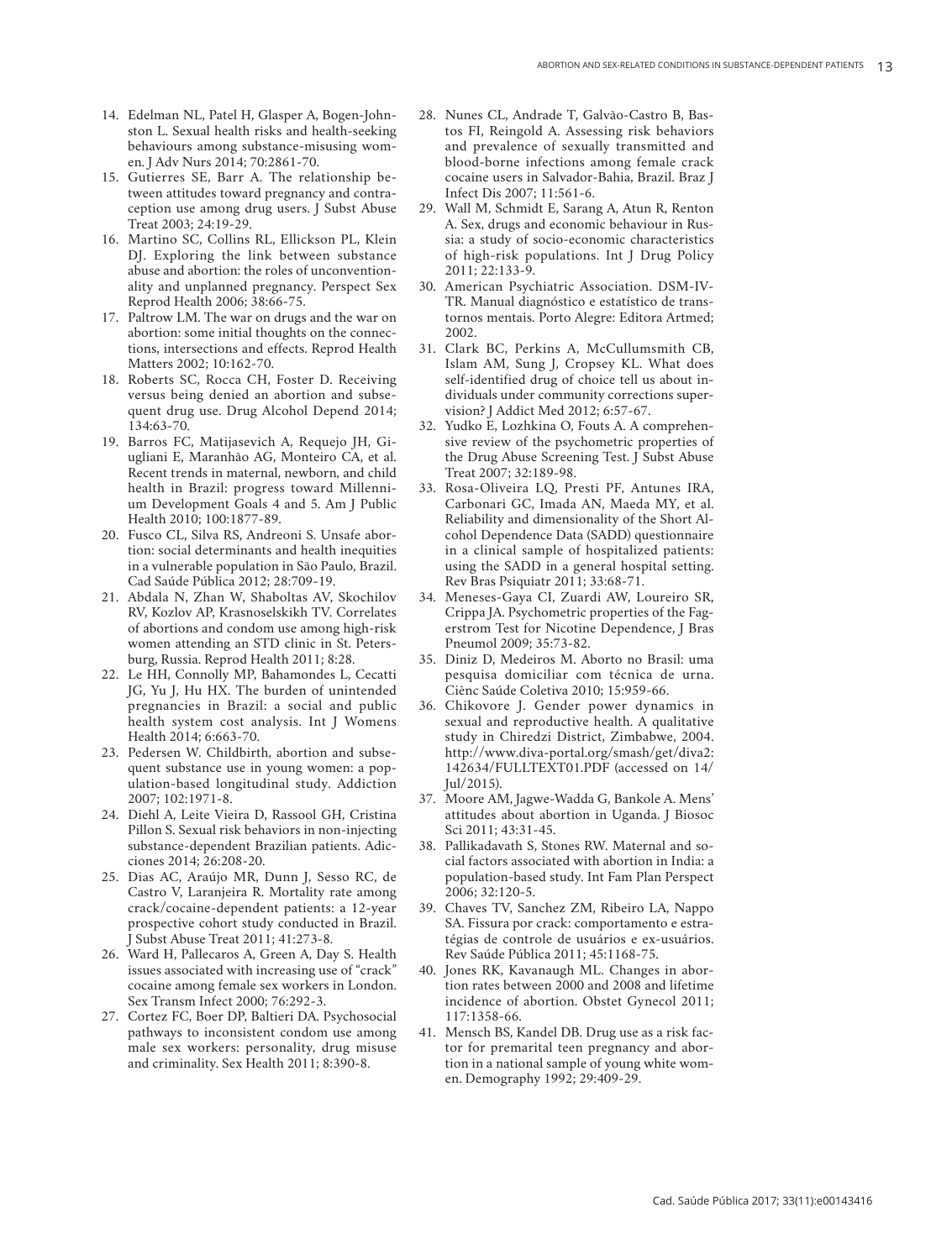14. Edelman NL, Patel H, Glasper A, Bogen-Johnston L. Sexual health risks and health-seeking behaviours among substance-misusing women. J Adv Nurs 2014; 70:2861-70.
15. Gutierres SE, Barr A. The relationship between attitudes toward pregnancy and contraception use among drug users. J Subst Abuse Treat 2003; 24:19-29.
16. Martino SC, Collins RL, Ellickson PL, Klein DJ. Exploring the link between substance abuse and abortion: the roles of unconventionality and unplanned pregnancy. Perspect Sex Reprod Health 2006; 38:66-75.
17. Paltrow LM. The war on drugs and the war on abortion: some initial thoughts on the connections, intersections and effects. Reprod Health Matters 2002; 10:162-70.
18. Roberts SC, Rocca CH, Foster D. Receiving versus being denied an abortion and subsequent drug use. Drug Alcohol Depend 2014; 134:63-70.
19. Barros FC, Matijasevich A, Requejo JH, Giugliani E, Maranhão AG, Monteiro CA, et al. Recent trends in maternal, newborn, and child health in Brazil: progress toward Millennium Development Goals 4 and 5. Am J Public Health 2010; 100:1877-89.
20. Fusco CL, Silva RS, Andreoni S. Unsafe abortion: social determinants and health inequities in a vulnerable population in São Paulo, Brazil. Cad Saúde Pública 2012; 28:709-19.
21. Abdala N, Zhan W, Shaboltas AV, Skochilov RV, Kozlov AP, Krasnoselskikh TV. Correlates of abortions and condom use among high-risk women attending an STD clinic in St. Petersburg, Russia. Reprod Health 2011; 8:28.
22. Le HH, Connolly MP, Bahamondes L, Cecatti JG, Yu J, Hu HX. The burden of unintended pregnancies in Brazil: a social and public health system cost analysis. Int J Womens Health 2014; 6:663-70.
23. Pedersen W. Childbirth, abortion and subsequent substance use in young women: a population-based longitudinal study. Addiction 2007; 102:1971-8.
24. Diehl A, Leite Vieira D, Rassool GH, Cristina Pillon S. Sexual risk behaviors in non-injecting substance-dependent Brazilian patients. Adicciones 2014; 26:208-20.
25. Dias AC, Araújo MR, Dunn J, Sesso RC, de Castro V, Laranjeira R. Mortality rate among crack/cocaine-dependent patients: a 12-year prospective cohort study conducted in Brazil. J Subst Abuse Treat 2011; 41:273-8.
26. Ward H, Pallecaros A, Green A, Day S. Health issues associated with increasing use of "crack" cocaine among female sex workers in London. Sex Transm Infect 2000; 76:292-3.
27. Cortez FC, Boer DP, Baltieri DA. Psychosocial pathways to inconsistent condom use among male sex workers: personality, drug misuse and criminality. Sex Health 2011; 8:390-8.
28. Nunes CL, Andrade T, Galvão-Castro B, Bastos FI, Reingold A. Assessing risk behaviors and prevalence of sexually transmitted and blood-borne infections among female crack cocaine users in Salvador-Bahia, Brazil. Braz J Infect Dis 2007; 11:561-6.
29. Wall M, Schmidt E, Sarang A, Atun R, Renton A. Sex, drugs and economic behaviour in Russia: a study of socio-economic characteristics of high-risk populations. Int J Drug Policy 2011; 22:133-9.
30. American Psychiatric Association. DSM-IV-TR. Manual diagnóstico e estatístico de transtornos mentais. Porto Alegre: Editora Artmed; 2002.
31. Clark BC, Perkins A, McCullumsmith CB, Islam AM, Sung J, Cropsey KL. What does self-identified drug of choice tell us about individuals under community corrections supervision? J Addict Med 2012; 6:57-67.
32. Yudko E, Lozhkina O, Fouts A. A comprehensive review of the psychometric properties of the Drug Abuse Screening Test. J Subst Abuse Treat 2007; 32:189-98.
33. Rosa-Oliveira LQ, Presti PF, Antunes IRA, Carbonari GC, Imada AN, Maeda MY, et al. Reliability and dimensionality of the Short Alcohol Dependence Data (SADD) questionnaire in a clinical sample of hospitalized patients: using the SADD in a general hospital setting. Rev Bras Psiquiatr 2011; 33:68-71.
34. Meneses-Gaya CI, Zuardi AW, Loureiro SR, Crippa JA. Psychometric properties of the Fagerstrom Test for Nicotine Dependence, J Bras Pneumol 2009; 35:73-82.
35. Diniz D, Medeiros M. Aborto no Brasil: uma pesquisa domiciliar com técnica de urna. Ciênc Saúde Coletiva 2010; 15:959-66.
36. Chikovore J. Gender power dynamics in sexual and reproductive health. A qualitative study in Chiredzi District, Zimbabwe, 2004. http://www.diva-portal.org/smash/get/diva2:142634/FULLTEXT01.PDF (accessed on 14/Jul/2015).
37. Moore AM, Jagwe-Wadda G, Bankole A. Mens' attitudes about abortion in Uganda. J Biosoc Sci 2011; 43:31-45.
38. Pallikadavath S, Stones RW. Maternal and social factors associated with abortion in India: a population-based study. Int Fam Plan Perspect 2006; 32:120-5.
39. Chaves TV, Sanchez ZM, Ribeiro LA, Nappo SA. Fissura por crack: comportamento e estratégias de controle de usuários e ex-usuários. Rev Saúde Pública 2011; 45:1168-75.
40. Jones RK, Kavanaugh ML. Changes in abortion rates between 2000 and 2008 and lifetime incidence of abortion. Obstet Gynecol 2011; 117:1358-66.
41. Mensch BS, Kandel DB. Drug use as a risk factor for premarital teen pregnancy and abortion in a national sample of young white women. Demography 1992; 29:409-29.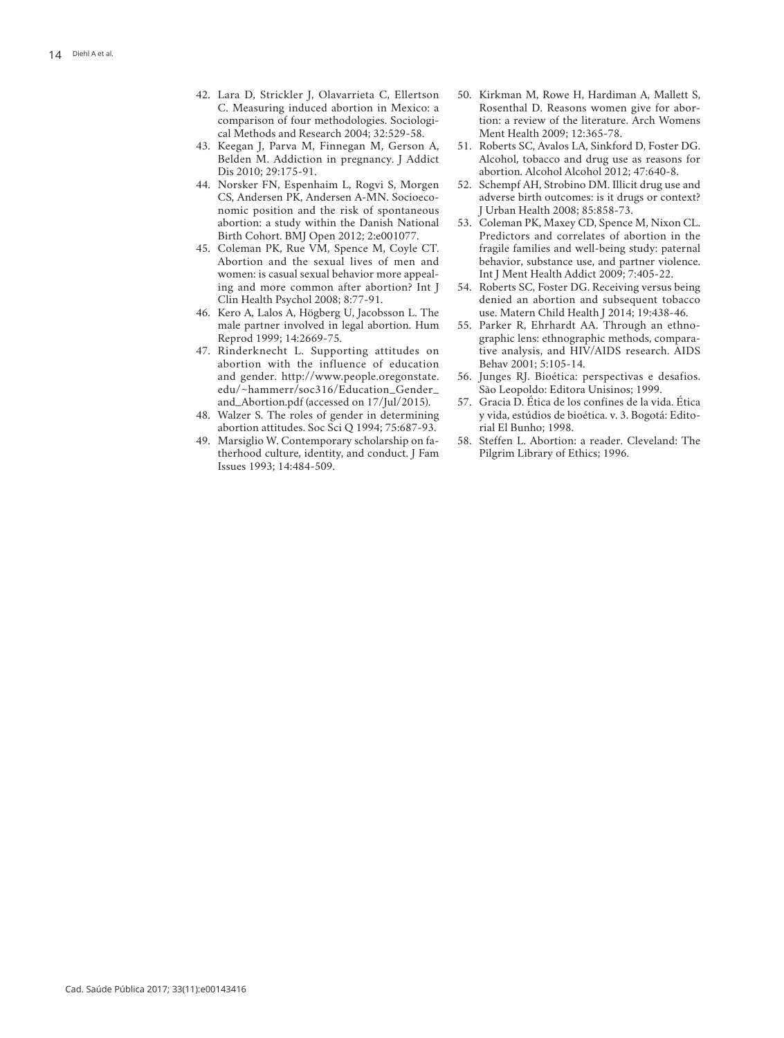42. Lara D, Strickler J, Olavarrieta C, Ellertson C. Measuring induced abortion in Mexico: a comparison of four methodologies. Sociological Methods and Research 2004; 32:529-58.
43. Keegan J, Parva M, Finnegan M, Gerson A, Belden M. Addiction in pregnancy. J Addict Dis 2010; 29:175-91.
44. Norsker FN, Espenhaim L, Rogvi S, Morgen CS, Andersen PK, Andersen A-MN. Socioeconomic position and the risk of spontaneous abortion: a study within the Danish National Birth Cohort. BMJ Open 2012; 2:e001077.
45. Coleman PK, Rue VM, Spence M, Coyle CT. Abortion and the sexual lives of men and women: is casual sexual behavior more appealing and more common after abortion? Int J Clin Health Psychol 2008; 8:77-91.
46. Kero A, Lalos A, Högberg U, Jacobsson L. The male partner involved in legal abortion. Hum Reprod 1999; 14:2669-75.
47. Rinderknecht L. Supporting attitudes on abortion with the influence of education and gender. http://www.people.oregonstate.edu/~hammerr/soc316/Education_Gender_and_Abortion.pdf (accessed on 17/Jul/2015).
48. Walzer S. The roles of gender in determining abortion attitudes. Soc Sci Q 1994; 75:687-93.
49. Marsiglio W. Contemporary scholarship on fatherhood culture, identity, and conduct. J Fam Issues 1993; 14:484-509.
50. Kirkman M, Rowe H, Hardiman A, Mallett S, Rosenthal D. Reasons women give for abortion: a review of the literature. Arch Womens Ment Health 2009; 12:365-78.
51. Roberts SC, Avalos LA, Sinkford D, Foster DG. Alcohol, tobacco and drug use as reasons for abortion. Alcohol Alcohol 2012; 47:640-8.
52. Schempf AH, Strobino DM. Illicit drug use and adverse birth outcomes: is it drugs or context? J Urban Health 2008; 85:858-73.
53. Coleman PK, Maxey CD, Spence M, Nixon CL. Predictors and correlates of abortion in the fragile families and well-being study: paternal behavior, substance use, and partner violence. Int J Ment Health Addict 2009; 7:405-22.
54. Roberts SC, Foster DG. Receiving versus being denied an abortion and subsequent tobacco use. Matern Child Health J 2014; 19:438-46.
55. Parker R, Ehrhardt AA. Through an ethnographic lens: ethnographic methods, comparative analysis, and HIV/AIDS research. AIDS Behav 2001; 5:105-14.
56. Junges RJ. Bioética: perspectivas e desafios. São Leopoldo: Editora Unisinos; 1999.
57. Gracia D. Ética de los confines de la vida. Ética y vida, estúdios de bioética. v. 3. Bogotá: Editorial El Bunho; 1998.
58. Steffen L. Abortion: a reader. Cleveland: The Pilgrim Library of Ethics; 1996.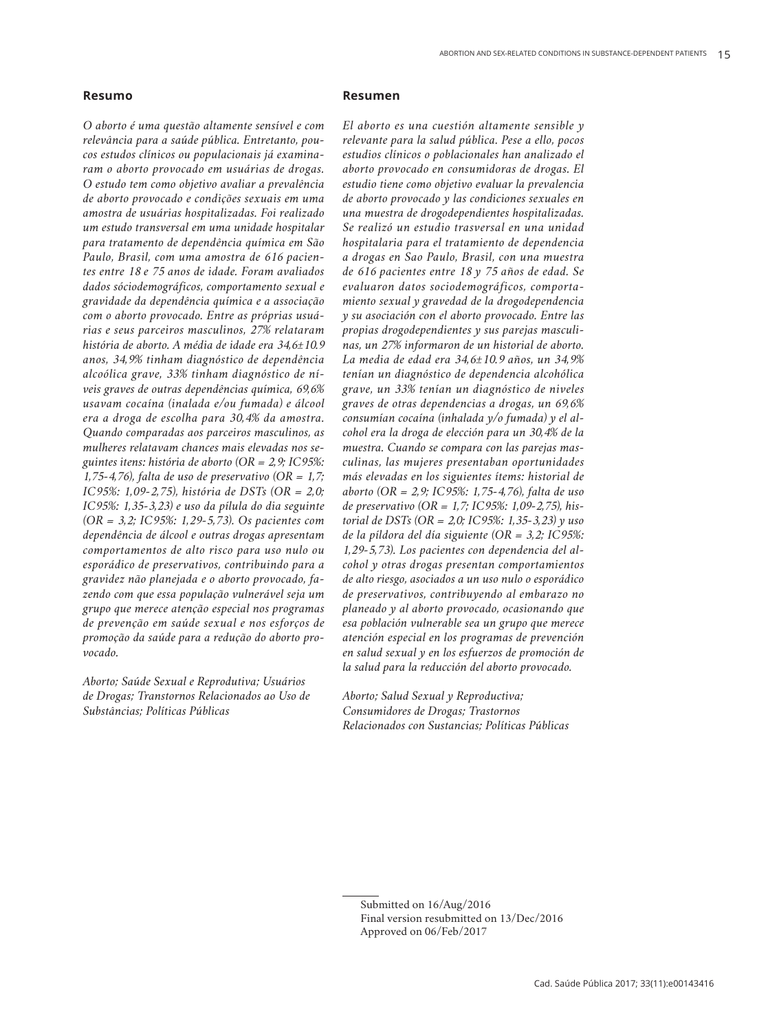## Resumo

*O aborto é uma questão altamente sensível e com relevância para a saúde pública. Entretanto, poucos estudos clínicos ou populacionais já examinaram o aborto provocado em usuárias de drogas. O estudo tem como objetivo avaliar a prevalência de aborto provocado e condições sexuais em uma amostra de usuárias hospitalizadas. Foi realizado um estudo transversal em uma unidade hospitalar para tratamento de dependência química em São Paulo, Brasil, com uma amostra de 616 pacientes entre 18 e 75 anos de idade. Foram avaliados dados sóciodemográficos, comportamento sexual e gravidade da dependência química e a associação com o aborto provocado. Entre as próprias usuárias e seus parceiros masculinos, 27% relataram história de aborto. A média de idade era 34,6±10.9 anos, 34,9% tinham diagnóstico de dependência alcoólica grave, 33% tinham diagnóstico de níveis graves de outras dependências química, 69,6% usavam cocaína (inalada e/ou fumada) e álcool era a droga de escolha para 30,4% da amostra. Quando comparadas aos parceiros masculinos, as mulheres relatavam chances mais elevadas nos seguintes itens: história de aborto (OR = 2,9; IC95%: 1,75-4,76), falta de uso de preservativo (OR = 1,7; IC95%: 1,09-2,75), história de DSTs (OR = 2,0; IC95%: 1,35-3,23) e uso da pílula do dia seguinte (OR = 3,2; IC95%: 1,29-5,73). Os pacientes com dependência de álcool e outras drogas apresentam comportamentos de alto risco para uso nulo ou esporádico de preservativos, contribuindo para a gravidez não planejada e o aborto provocado, fazendo com que essa população vulnerável seja um grupo que merece atenção especial nos programas de prevenção em saúde sexual e nos esforços de promoção da saúde para a redução do aborto provocado.*

*Aborto; Saúde Sexual e Reprodutiva; Usuários de Drogas; Transtornos Relacionados ao Uso de Substâncias; Políticas Públicas*

## Resumen

*El aborto es una cuestión altamente sensible y relevante para la salud pública. Pese a ello, pocos estudios clínicos o poblacionales han analizado el aborto provocado en consumidoras de drogas. El estudio tiene como objetivo evaluar la prevalencia de aborto provocado y las condiciones sexuales en una muestra de drogodependientes hospitalizadas. Se realizó un estudio trasversal en una unidad hospitalaria para el tratamiento de dependencia a drogas en Sao Paulo, Brasil, con una muestra de 616 pacientes entre 18 y 75 años de edad. Se evaluaron datos sociodemográficos, comportamiento sexual y gravedad de la drogodependencia y su asociación con el aborto provocado. Entre las propias drogodependientes y sus parejas masculinas, un 27% informaron de un historial de aborto. La media de edad era 34,6±10.9 años, un 34,9% tenían un diagnóstico de dependencia alcohólica grave, un 33% tenían un diagnóstico de niveles graves de otras dependencias a drogas, un 69,6% consumían cocaína (inhalada y/o fumada) y el alcohol era la droga de elección para un 30,4% de la muestra. Cuando se compara con las parejas masculinas, las mujeres presentaban oportunidades más elevadas en los siguientes ítems: historial de aborto (OR = 2,9; IC95%: 1,75-4,76), falta de uso de preservativo (OR = 1,7; IC95%: 1,09-2,75), historial de DSTs (OR = 2,0; IC95%: 1,35-3,23) y uso de la píldora del día siguiente (OR = 3,2; IC95%: 1,29-5,73). Los pacientes con dependencia del alcohol y otras drogas presentan comportamientos de alto riesgo, asociados a un uso nulo o esporádico de preservativos, contribuyendo al embarazo no planeado y al aborto provocado, ocasionando que esa población vulnerable sea un grupo que merece atención especial en los programas de prevención en salud sexual y en los esfuerzos de promoción de la salud para la reducción del aborto provocado.*

*Aborto; Salud Sexual y Reproductiva; Consumidores de Drogas; Trastornos Relacionados con Sustancias; Políticas Públicas*

Submitted on 16/Aug/2016
Final version resubmitted on 13/Dec/2016
Approved on 06/Feb/2017